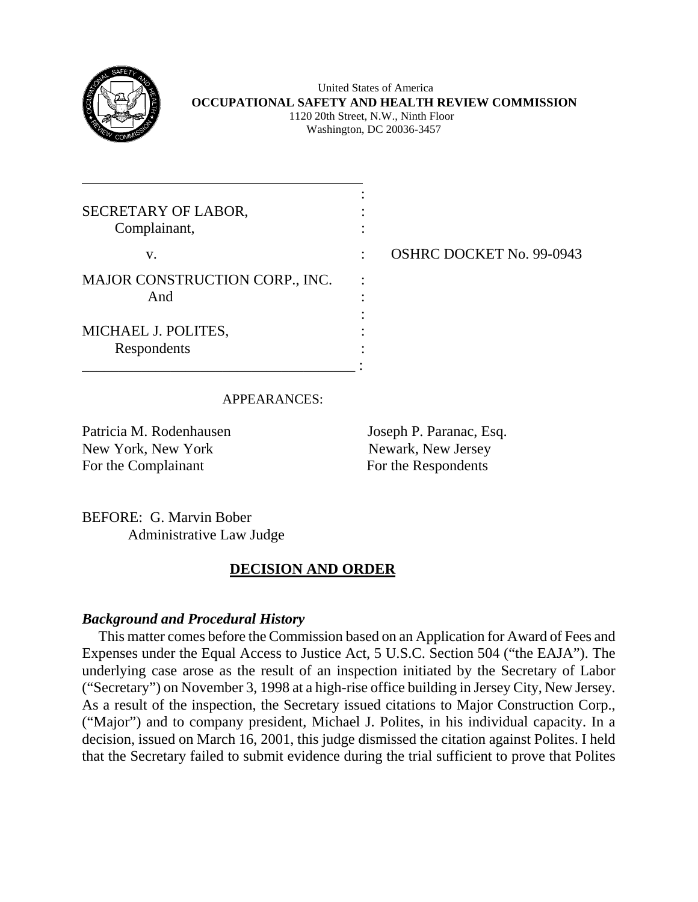United States of America
**OCCUPATIONAL SAFETY AND HEALTH REVIEW COMMISSION**
1120 20th Street, N.W., Ninth Floor
Washington, DC 20036-3457

| | | |
|---|---|---|
| SECRETARY OF LABOR, Complainant, | : | |
| v. | : | OSHRC DOCKET No. 99-0943 |
| MAJOR CONSTRUCTION CORP., INC. And | : | |
| MICHAEL J. POLITES, Respondents | : | |

APPEARANCES:

Patricia M. Rodenhausen
New York, New York
For the Complainant

Joseph P. Paranac, Esq.
Newark, New Jersey
For the Respondents

BEFORE: G. Marvin Bober
Administrative Law Judge

## DECISION AND ORDER

### *Background and Procedural History*

This matter comes before the Commission based on an Application for Award of Fees and Expenses under the Equal Access to Justice Act, 5 U.S.C. Section 504 ("the EAJA"). The underlying case arose as the result of an inspection initiated by the Secretary of Labor ("Secretary") on November 3, 1998 at a high-rise office building in Jersey City, New Jersey. As a result of the inspection, the Secretary issued citations to Major Construction Corp., ("Major") and to company president, Michael J. Polites, in his individual capacity. In a decision, issued on March 16, 2001, this judge dismissed the citation against Polites. I held that the Secretary failed to submit evidence during the trial sufficient to prove that Polites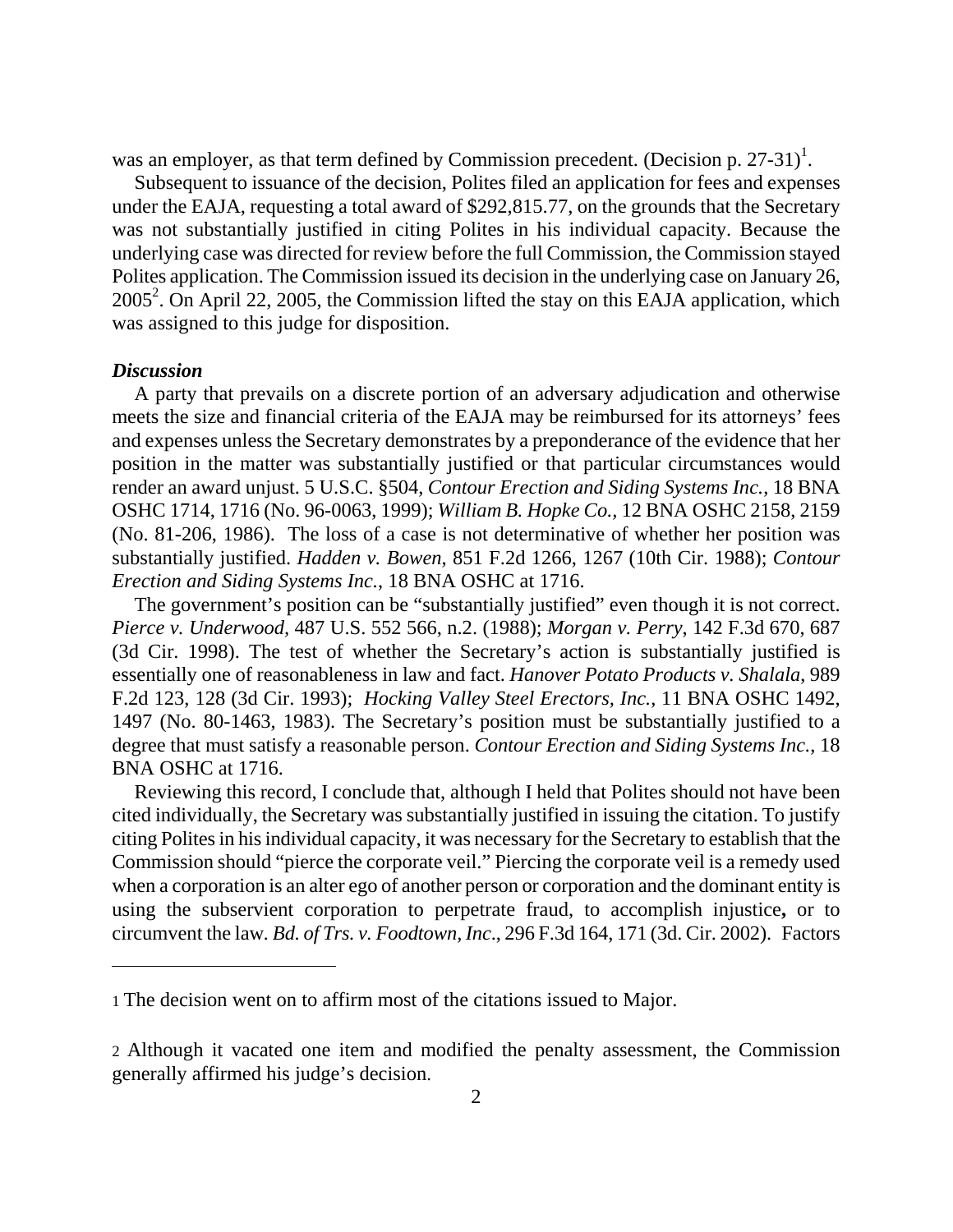was an employer, as that term defined by Commission precedent. (Decision p. 27-31)[1].

Subsequent to issuance of the decision, Polites filed an application for fees and expenses under the EAJA, requesting a total award of $292,815.77, on the grounds that the Secretary was not substantially justified in citing Polites in his individual capacity. Because the underlying case was directed for review before the full Commission, the Commission stayed Polites application. The Commission issued its decision in the underlying case on January 26, 2005[2]. On April 22, 2005, the Commission lifted the stay on this EAJA application, which was assigned to this judge for disposition.

***Discussion***

A party that prevails on a discrete portion of an adversary adjudication and otherwise meets the size and financial criteria of the EAJA may be reimbursed for its attorneys' fees and expenses unless the Secretary demonstrates by a preponderance of the evidence that her position in the matter was substantially justified or that particular circumstances would render an award unjust. 5 U.S.C. §504, *Contour Erection and Siding Systems Inc.*, 18 BNA OSHC 1714, 1716 (No. 96-0063, 1999); *William B. Hopke Co.*, 12 BNA OSHC 2158, 2159 (No. 81-206, 1986). The loss of a case is not determinative of whether her position was substantially justified. *Hadden v. Bowen*, 851 F.2d 1266, 1267 (10th Cir. 1988); *Contour Erection and Siding Systems Inc.*, 18 BNA OSHC at 1716.

The government's position can be "substantially justified" even though it is not correct. *Pierce v. Underwood*, 487 U.S. 552 566, n.2. (1988); *Morgan v. Perry*, 142 F.3d 670, 687 (3d Cir. 1998). The test of whether the Secretary's action is substantially justified is essentially one of reasonableness in law and fact. *Hanover Potato Products v. Shalala*, 989 F.2d 123, 128 (3d Cir. 1993); *Hocking Valley Steel Erectors, Inc.*, 11 BNA OSHC 1492, 1497 (No. 80-1463, 1983). The Secretary's position must be substantially justified to a degree that must satisfy a reasonable person. *Contour Erection and Siding Systems Inc.*, 18 BNA OSHC at 1716.

Reviewing this record, I conclude that, although I held that Polites should not have been cited individually, the Secretary was substantially justified in issuing the citation. To justify citing Polites in his individual capacity, it was necessary for the Secretary to establish that the Commission should "pierce the corporate veil." Piercing the corporate veil is a remedy used when a corporation is an alter ego of another person or corporation and the dominant entity is using the subservient corporation to perpetrate fraud, to accomplish injustice**,** or to circumvent the law. *Bd. of Trs. v. Foodtown, Inc*., 296 F.3d 164, 171 (3d. Cir. 2002). Factors

---

[1] The decision went on to affirm most of the citations issued to Major.

[2] Although it vacated one item and modified the penalty assessment, the Commission generally affirmed his judge's decision.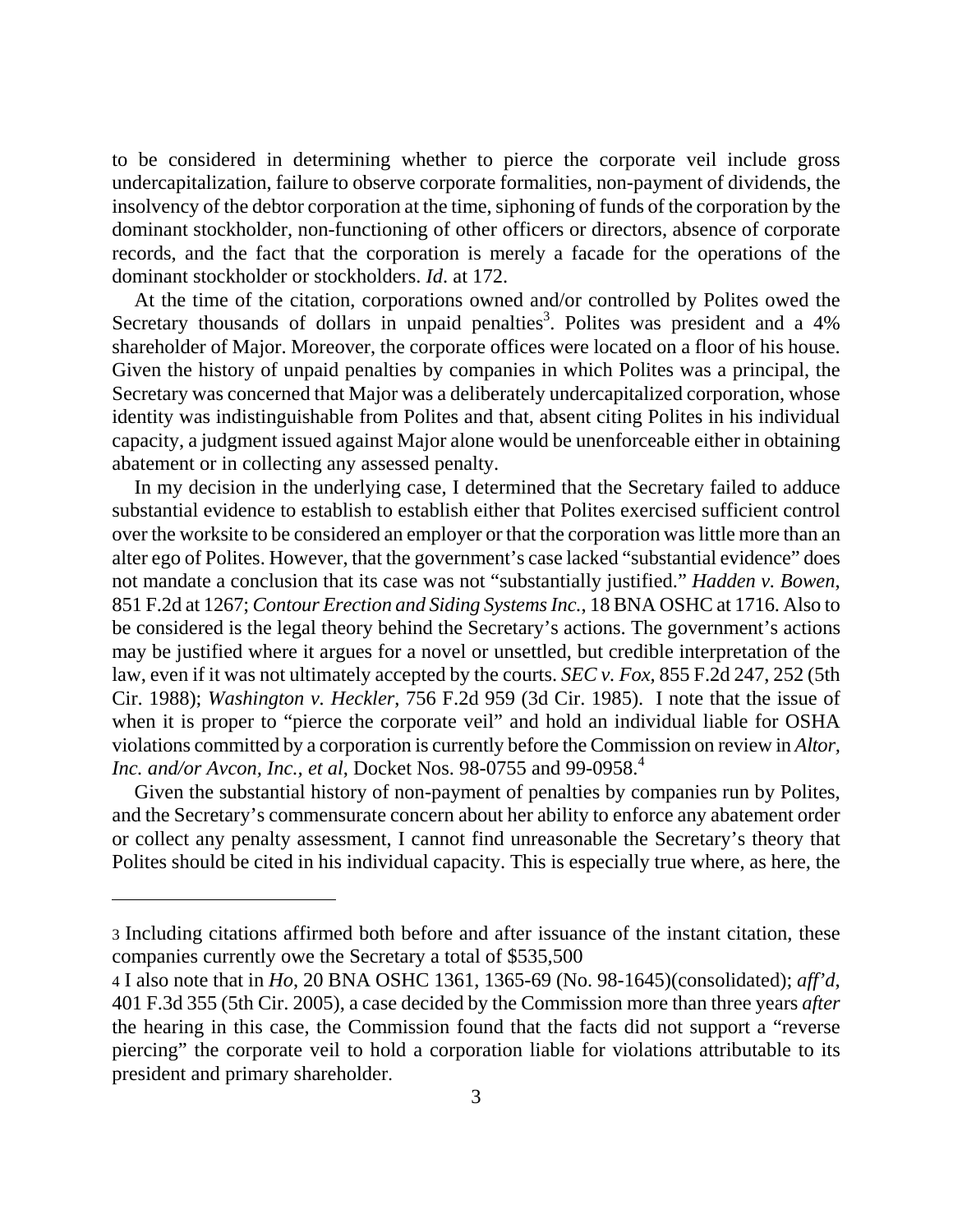to be considered in determining whether to pierce the corporate veil include gross undercapitalization, failure to observe corporate formalities, non-payment of dividends, the insolvency of the debtor corporation at the time, siphoning of funds of the corporation by the dominant stockholder, non-functioning of other officers or directors, absence of corporate records, and the fact that the corporation is merely a facade for the operations of the dominant stockholder or stockholders. *Id*. at 172.

At the time of the citation, corporations owned and/or controlled by Polites owed the Secretary thousands of dollars in unpaid penalties[3]. Polites was president and a 4% shareholder of Major. Moreover, the corporate offices were located on a floor of his house. Given the history of unpaid penalties by companies in which Polites was a principal, the Secretary was concerned that Major was a deliberately undercapitalized corporation, whose identity was indistinguishable from Polites and that, absent citing Polites in his individual capacity, a judgment issued against Major alone would be unenforceable either in obtaining abatement or in collecting any assessed penalty.

In my decision in the underlying case, I determined that the Secretary failed to adduce substantial evidence to establish to establish either that Polites exercised sufficient control over the worksite to be considered an employer or that the corporation was little more than an alter ego of Polites. However, that the government's case lacked "substantial evidence" does not mandate a conclusion that its case was not "substantially justified." *Hadden v. Bowen*, 851 F.2d at 1267; *Contour Erection and Siding Systems Inc.*, 18 BNA OSHC at 1716. Also to be considered is the legal theory behind the Secretary's actions. The government's actions may be justified where it argues for a novel or unsettled, but credible interpretation of the law, even if it was not ultimately accepted by the courts. *SEC v. Fox,* 855 F.2d 247, 252 (5th Cir. 1988); *Washington v. Heckler*, 756 F.2d 959 (3d Cir. 1985). I note that the issue of when it is proper to "pierce the corporate veil" and hold an individual liable for OSHA violations committed by a corporation is currently before the Commission on review in *Altor, Inc. and/or Avcon, Inc., et al*, Docket Nos. 98-0755 and 99-0958.[4]

Given the substantial history of non-payment of penalties by companies run by Polites, and the Secretary's commensurate concern about her ability to enforce any abatement order or collect any penalty assessment, I cannot find unreasonable the Secretary's theory that Polites should be cited in his individual capacity. This is especially true where, as here, the

---

[3] Including citations affirmed both before and after issuance of the instant citation, these companies currently owe the Secretary a total of $535,500

[4] I also note that in *Ho,* 20 BNA OSHC 1361, 1365-69 (No. 98-1645)(consolidated); *aff'd*, 401 F.3d 355 (5th Cir. 2005), a case decided by the Commission more than three years *after* the hearing in this case, the Commission found that the facts did not support a "reverse piercing" the corporate veil to hold a corporation liable for violations attributable to its president and primary shareholder.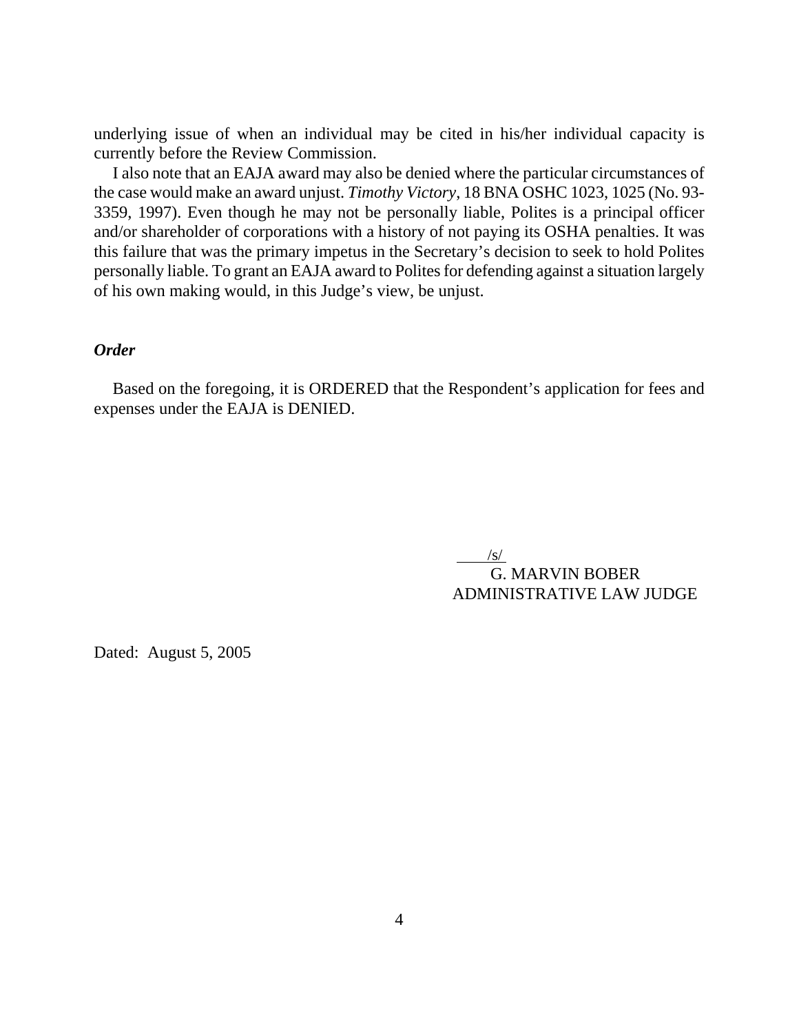underlying issue of when an individual may be cited in his/her individual capacity is currently before the Review Commission.

I also note that an EAJA award may also be denied where the particular circumstances of the case would make an award unjust. *Timothy Victory*, 18 BNA OSHC 1023, 1025 (No. 93-3359, 1997). Even though he may not be personally liable, Polites is a principal officer and/or shareholder of corporations with a history of not paying its OSHA penalties. It was this failure that was the primary impetus in the Secretary's decision to seek to hold Polites personally liable. To grant an EAJA award to Polites for defending against a situation largely of his own making would, in this Judge's view, be unjust.

***Order***

Based on the foregoing, it is ORDERED that the Respondent's application for fees and expenses under the EAJA is DENIED.

/s/
G. MARVIN BOBER
ADMINISTRATIVE LAW JUDGE

Dated: August 5, 2005